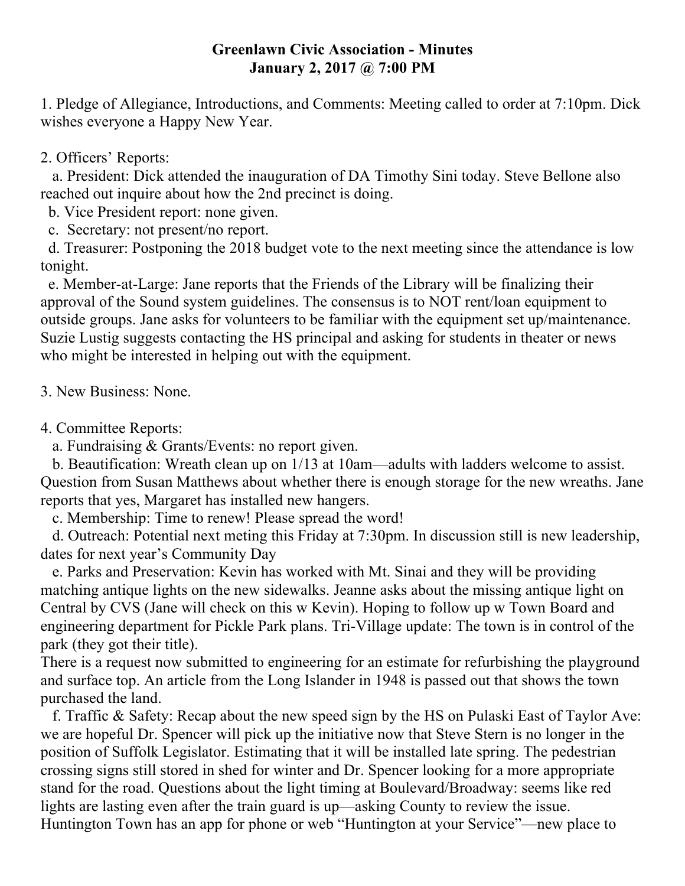# Greenlawn Civic Association - Minutes
## January 2, 2017 @ 7:00 PM

1. Pledge of Allegiance, Introductions, and Comments: Meeting called to order at 7:10pm. Dick wishes everyone a Happy New Year.

2. Officers' Reports:
   a. President: Dick attended the inauguration of DA Timothy Sini today. Steve Bellone also reached out inquire about how the 2nd precinct is doing.
   b. Vice President report: none given.
   c. Secretary: not present/no report.
   d. Treasurer: Postponing the 2018 budget vote to the next meeting since the attendance is low tonight.
   e. Member-at-Large: Jane reports that the Friends of the Library will be finalizing their approval of the Sound system guidelines. The consensus is to NOT rent/loan equipment to outside groups. Jane asks for volunteers to be familiar with the equipment set up/maintenance. Suzie Lustig suggests contacting the HS principal and asking for students in theater or news who might be interested in helping out with the equipment.

3. New Business: None.

4. Committee Reports:
   a. Fundraising & Grants/Events: no report given.
   b. Beautification: Wreath clean up on 1/13 at 10am—adults with ladders welcome to assist. Question from Susan Matthews about whether there is enough storage for the new wreaths. Jane reports that yes, Margaret has installed new hangers.
   c. Membership: Time to renew! Please spread the word!
   d. Outreach: Potential next meting this Friday at 7:30pm. In discussion still is new leadership, dates for next year's Community Day
   e. Parks and Preservation: Kevin has worked with Mt. Sinai and they will be providing matching antique lights on the new sidewalks. Jeanne asks about the missing antique light on Central by CVS (Jane will check on this w Kevin). Hoping to follow up w Town Board and engineering department for Pickle Park plans. Tri-Village update: The town is in control of the park (they got their title).
There is a request now submitted to engineering for an estimate for refurbishing the playground and surface top. An article from the Long Islander in 1948 is passed out that shows the town purchased the land.
   f. Traffic & Safety: Recap about the new speed sign by the HS on Pulaski East of Taylor Ave: we are hopeful Dr. Spencer will pick up the initiative now that Steve Stern is no longer in the position of Suffolk Legislator. Estimating that it will be installed late spring. The pedestrian crossing signs still stored in shed for winter and Dr. Spencer looking for a more appropriate stand for the road. Questions about the light timing at Boulevard/Broadway: seems like red lights are lasting even after the train guard is up—asking County to review the issue. Huntington Town has an app for phone or web "Huntington at your Service"—new place to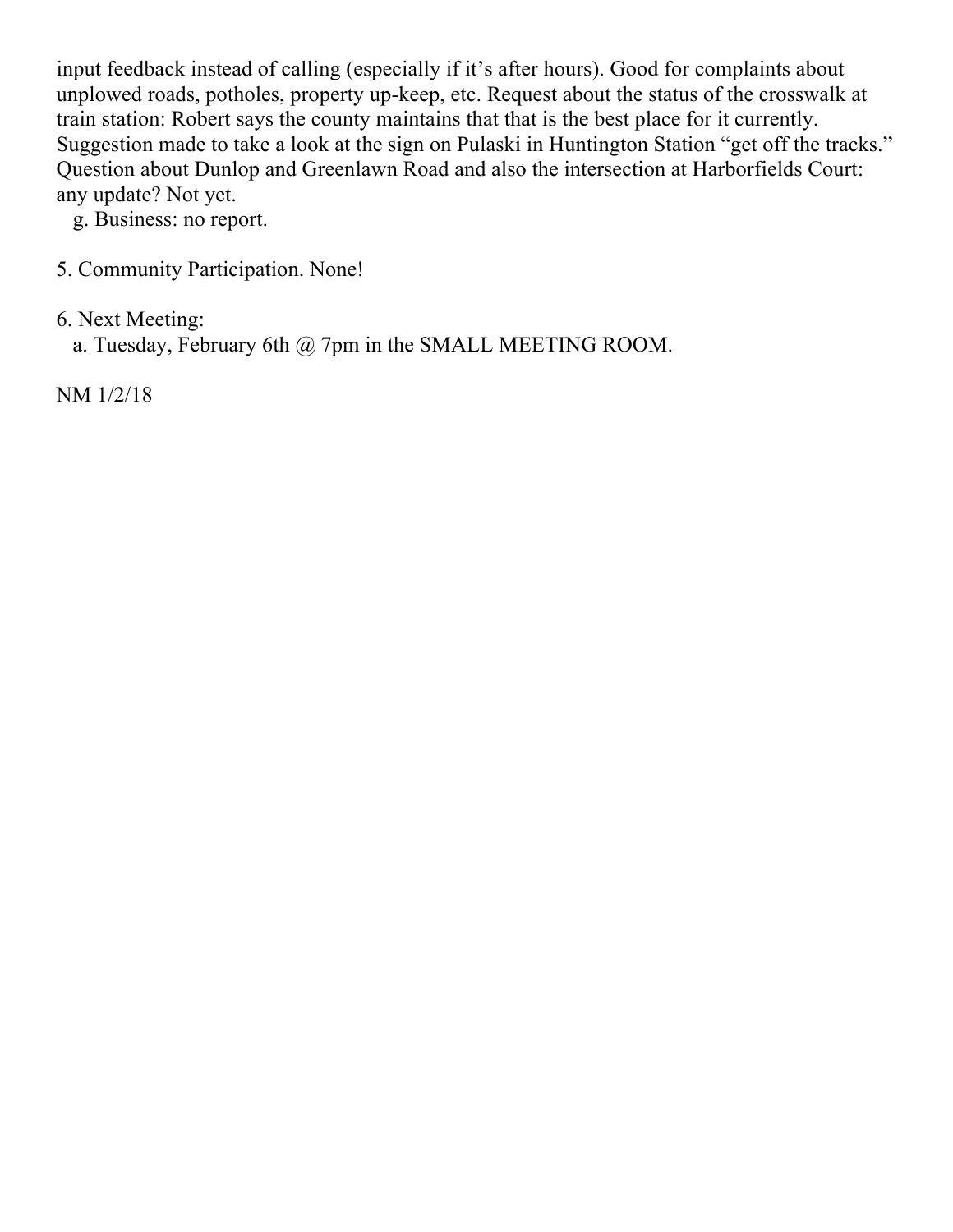input feedback instead of calling (especially if it's after hours). Good for complaints about unplowed roads, potholes, property up-keep, etc. Request about the status of the crosswalk at train station: Robert says the county maintains that that is the best place for it currently. Suggestion made to take a look at the sign on Pulaski in Huntington Station "get off the tracks." Question about Dunlop and Greenlawn Road and also the intersection at Harborfields Court: any update? Not yet.

g. Business: no report.

5. Community Participation. None!

6. Next Meeting:

a. Tuesday, February 6th @ 7pm in the SMALL MEETING ROOM.

NM 1/2/18